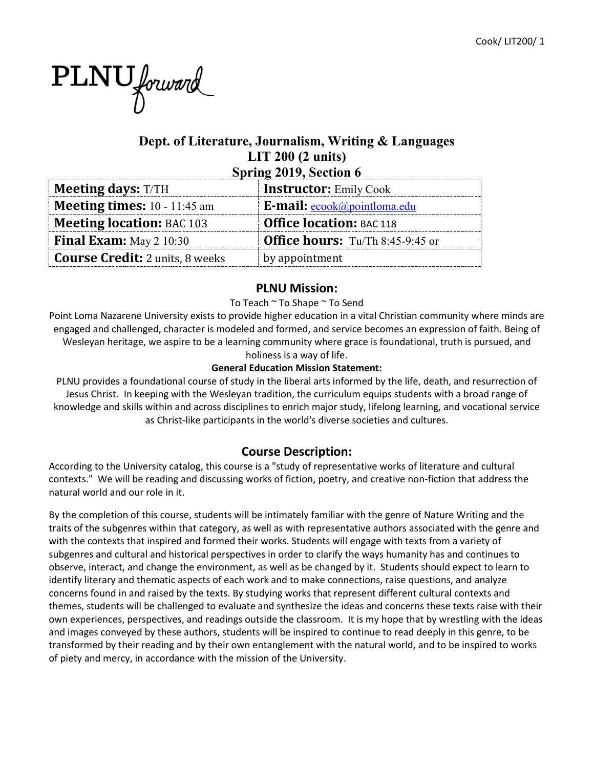PLNU*forward*

# Dept. of Literature, Journalism, Writing & Languages

## LIT 200 (2 units)

## Spring 2019, Section 6

| **Meeting days:** T/TH | **Instructor:** Emily Cook |
|---|---|
| **Meeting times:** 10 - 11:45 am | **E-mail:** ecook@pointloma.edu |
| **Meeting location:** BAC 103 | **Office location:** BAC 118 |
| **Final Exam:** May 2 10:30 | **Office hours:** Tu/Th 8:45-9:45 or |
| **Course Credit:** 2 units, 8 weeks | by appointment |

## PLNU Mission:

To Teach ~ To Shape ~ To Send

Point Loma Nazarene University exists to provide higher education in a vital Christian community where minds are engaged and challenged, character is modeled and formed, and service becomes an expression of faith. Being of Wesleyan heritage, we aspire to be a learning community where grace is foundational, truth is pursued, and holiness is a way of life.

**General Education Mission Statement:**

PLNU provides a foundational course of study in the liberal arts informed by the life, death, and resurrection of Jesus Christ. In keeping with the Wesleyan tradition, the curriculum equips students with a broad range of knowledge and skills within and across disciplines to enrich major study, lifelong learning, and vocational service as Christ-like participants in the world's diverse societies and cultures.

## Course Description:

According to the University catalog, this course is a "study of representative works of literature and cultural contexts." We will be reading and discussing works of fiction, poetry, and creative non-fiction that address the natural world and our role in it.

By the completion of this course, students will be intimately familiar with the genre of Nature Writing and the traits of the subgenres within that category, as well as with representative authors associated with the genre and with the contexts that inspired and formed their works. Students will engage with texts from a variety of subgenres and cultural and historical perspectives in order to clarify the ways humanity has and continues to observe, interact, and change the environment, as well as be changed by it. Students should expect to learn to identify literary and thematic aspects of each work and to make connections, raise questions, and analyze concerns found in and raised by the texts. By studying works that represent different cultural contexts and themes, students will be challenged to evaluate and synthesize the ideas and concerns these texts raise with their own experiences, perspectives, and readings outside the classroom. It is my hope that by wrestling with the ideas and images conveyed by these authors, students will be inspired to continue to read deeply in this genre, to be transformed by their reading and by their own entanglement with the natural world, and to be inspired to works of piety and mercy, in accordance with the mission of the University.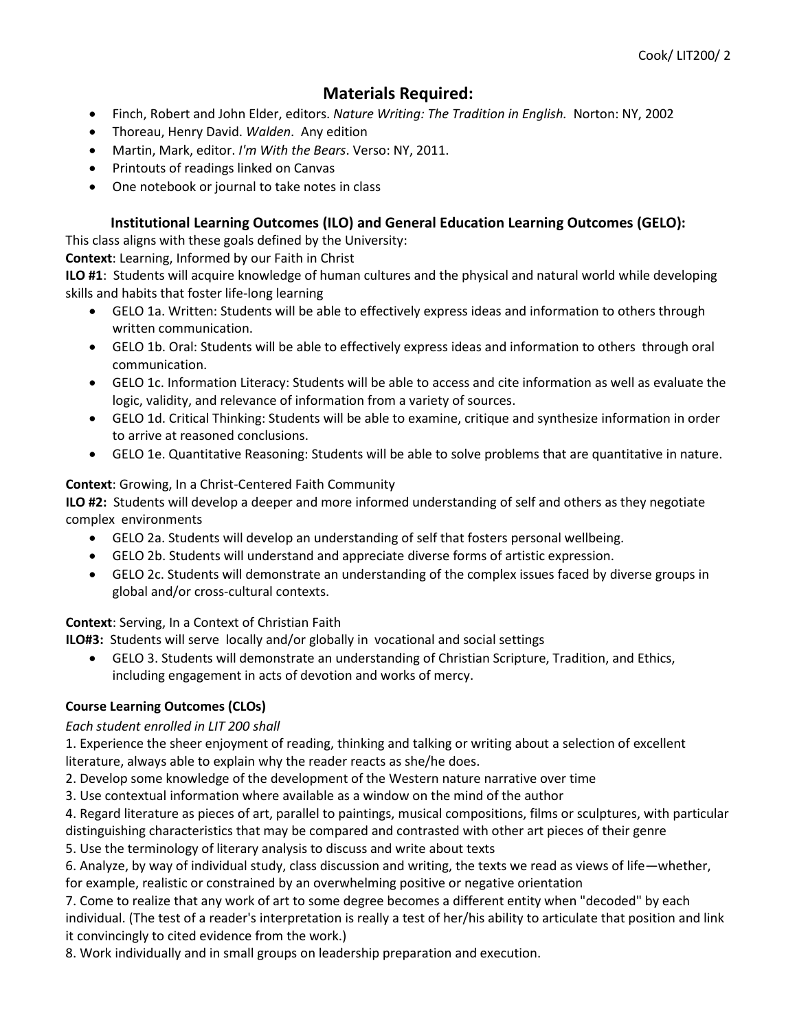## Materials Required:

- Finch, Robert and John Elder, editors. *Nature Writing: The Tradition in English.* Norton: NY, 2002
- Thoreau, Henry David. *Walden*. Any edition
- Martin, Mark, editor. *I'm With the Bears*. Verso: NY, 2011.
- Printouts of readings linked on Canvas
- One notebook or journal to take notes in class

### Institutional Learning Outcomes (ILO) and General Education Learning Outcomes (GELO):

This class aligns with these goals defined by the University:

**Context**: Learning, Informed by our Faith in Christ

**ILO #1**: Students will acquire knowledge of human cultures and the physical and natural world while developing skills and habits that foster life-long learning

- GELO 1a. Written: Students will be able to effectively express ideas and information to others through written communication.
- GELO 1b. Oral: Students will be able to effectively express ideas and information to others through oral communication.
- GELO 1c. Information Literacy: Students will be able to access and cite information as well as evaluate the logic, validity, and relevance of information from a variety of sources.
- GELO 1d. Critical Thinking: Students will be able to examine, critique and synthesize information in order to arrive at reasoned conclusions.
- GELO 1e. Quantitative Reasoning: Students will be able to solve problems that are quantitative in nature.

**Context**: Growing, In a Christ-Centered Faith Community

**ILO #2:** Students will develop a deeper and more informed understanding of self and others as they negotiate complex environments

- GELO 2a. Students will develop an understanding of self that fosters personal wellbeing.
- GELO 2b. Students will understand and appreciate diverse forms of artistic expression.
- GELO 2c. Students will demonstrate an understanding of the complex issues faced by diverse groups in global and/or cross-cultural contexts.

**Context**: Serving, In a Context of Christian Faith

**ILO#3:** Students will serve locally and/or globally in vocational and social settings

- GELO 3. Students will demonstrate an understanding of Christian Scripture, Tradition, and Ethics, including engagement in acts of devotion and works of mercy.

**Course Learning Outcomes (CLOs)**

*Each student enrolled in LIT 200 shall*

1. Experience the sheer enjoyment of reading, thinking and talking or writing about a selection of excellent literature, always able to explain why the reader reacts as she/he does.
2. Develop some knowledge of the development of the Western nature narrative over time
3. Use contextual information where available as a window on the mind of the author
4. Regard literature as pieces of art, parallel to paintings, musical compositions, films or sculptures, with particular distinguishing characteristics that may be compared and contrasted with other art pieces of their genre
5. Use the terminology of literary analysis to discuss and write about texts
6. Analyze, by way of individual study, class discussion and writing, the texts we read as views of life—whether, for example, realistic or constrained by an overwhelming positive or negative orientation
7. Come to realize that any work of art to some degree becomes a different entity when "decoded" by each individual. (The test of a reader's interpretation is really a test of her/his ability to articulate that position and link it convincingly to cited evidence from the work.)
8. Work individually and in small groups on leadership preparation and execution.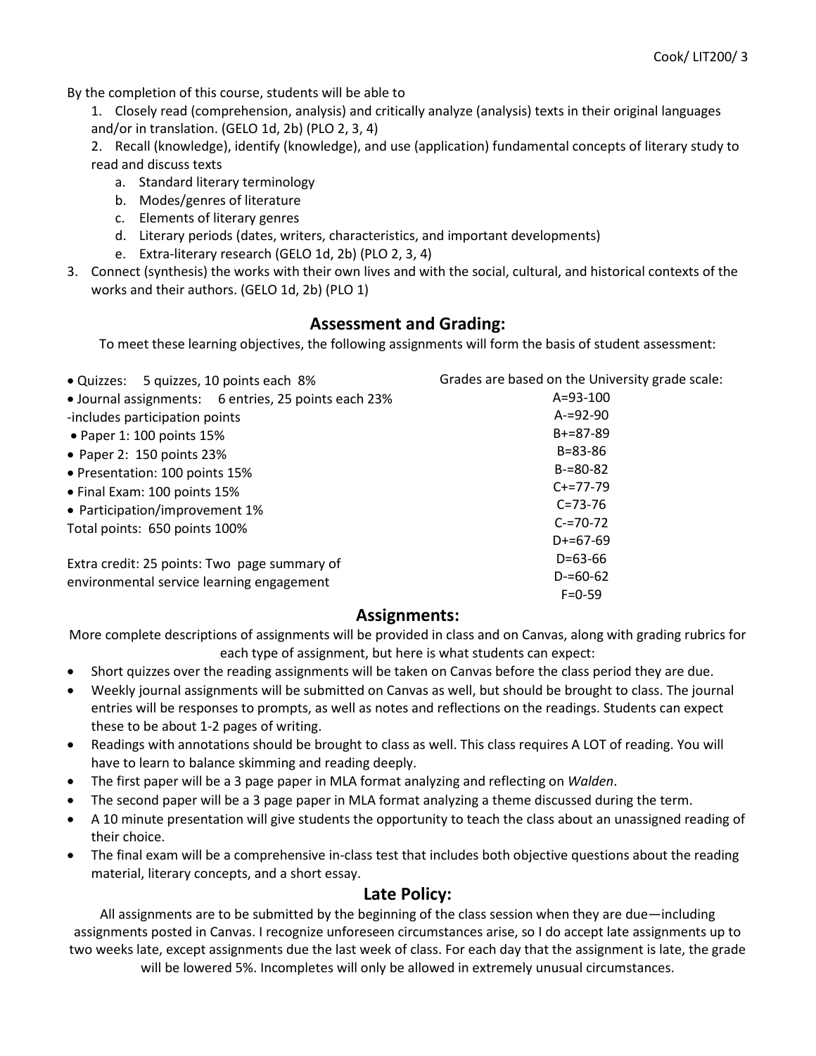By the completion of this course, students will be able to

1. Closely read (comprehension, analysis) and critically analyze (analysis) texts in their original languages and/or in translation. (GELO 1d, 2b) (PLO 2, 3, 4)
2. Recall (knowledge), identify (knowledge), and use (application) fundamental concepts of literary study to read and discuss texts
    a. Standard literary terminology
    b. Modes/genres of literature
    c. Elements of literary genres
    d. Literary periods (dates, writers, characteristics, and important developments)
    e. Extra-literary research (GELO 1d, 2b) (PLO 2, 3, 4)
3. Connect (synthesis) the works with their own lives and with the social, cultural, and historical contexts of the works and their authors. (GELO 1d, 2b) (PLO 1)

## Assessment and Grading:

To meet these learning objectives, the following assignments will form the basis of student assessment:

- Quizzes: 5 quizzes, 10 points each 8%
- Journal assignments: 6 entries, 25 points each 23%
  -includes participation points
- Paper 1: 100 points 15%
- Paper 2: 150 points 23%
- Presentation: 100 points 15%
- Final Exam: 100 points 15%
- Participation/improvement 1%

Total points: 650 points 100%

Extra credit: 25 points: Two page summary of environmental service learning engagement

Grades are based on the University grade scale:

A=93-100
A-=92-90
B+=87-89
B=83-86
B-=80-82
C+=77-79
C=73-76
C-=70-72
D+=67-69
D=63-66
D-=60-62
F=0-59

## Assignments:

More complete descriptions of assignments will be provided in class and on Canvas, along with grading rubrics for each type of assignment, but here is what students can expect:

- Short quizzes over the reading assignments will be taken on Canvas before the class period they are due.
- Weekly journal assignments will be submitted on Canvas as well, but should be brought to class. The journal entries will be responses to prompts, as well as notes and reflections on the readings. Students can expect these to be about 1-2 pages of writing.
- Readings with annotations should be brought to class as well. This class requires A LOT of reading. You will have to learn to balance skimming and reading deeply.
- The first paper will be a 3 page paper in MLA format analyzing and reflecting on *Walden*.
- The second paper will be a 3 page paper in MLA format analyzing a theme discussed during the term.
- A 10 minute presentation will give students the opportunity to teach the class about an unassigned reading of their choice.
- The final exam will be a comprehensive in-class test that includes both objective questions about the reading material, literary concepts, and a short essay.

## Late Policy:

All assignments are to be submitted by the beginning of the class session when they are due—including assignments posted in Canvas. I recognize unforeseen circumstances arise, so I do accept late assignments up to two weeks late, except assignments due the last week of class. For each day that the assignment is late, the grade will be lowered 5%. Incompletes will only be allowed in extremely unusual circumstances.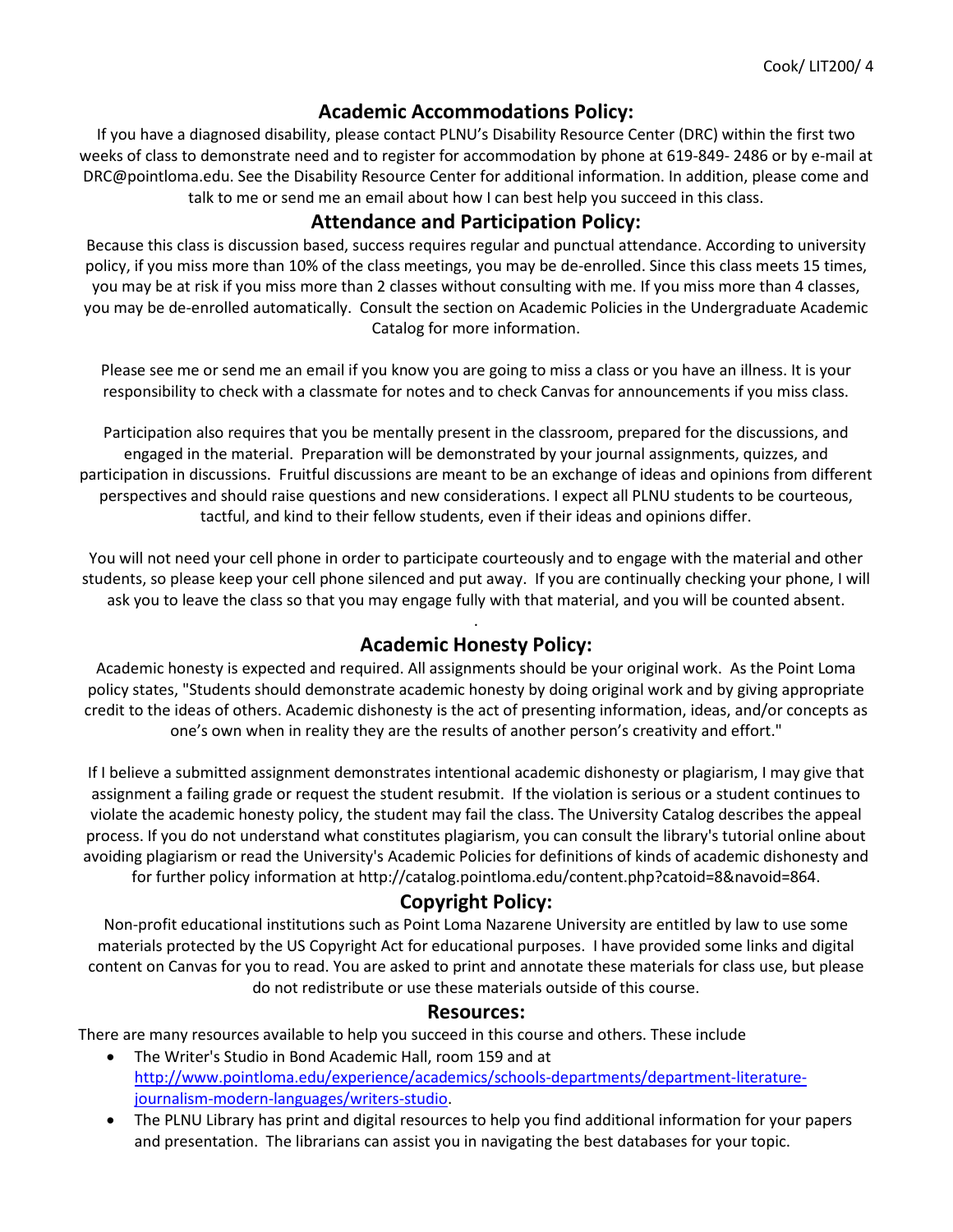## Academic Accommodations Policy:

If you have a diagnosed disability, please contact PLNU's Disability Resource Center (DRC) within the first two weeks of class to demonstrate need and to register for accommodation by phone at 619-849- 2486 or by e-mail at DRC@pointloma.edu. See the Disability Resource Center for additional information. In addition, please come and talk to me or send me an email about how I can best help you succeed in this class.

## Attendance and Participation Policy:

Because this class is discussion based, success requires regular and punctual attendance. According to university policy, if you miss more than 10% of the class meetings, you may be de-enrolled. Since this class meets 15 times, you may be at risk if you miss more than 2 classes without consulting with me. If you miss more than 4 classes, you may be de-enrolled automatically. Consult the section on Academic Policies in the Undergraduate Academic Catalog for more information.

Please see me or send me an email if you know you are going to miss a class or you have an illness. It is your responsibility to check with a classmate for notes and to check Canvas for announcements if you miss class.

Participation also requires that you be mentally present in the classroom, prepared for the discussions, and engaged in the material. Preparation will be demonstrated by your journal assignments, quizzes, and participation in discussions. Fruitful discussions are meant to be an exchange of ideas and opinions from different perspectives and should raise questions and new considerations. I expect all PLNU students to be courteous, tactful, and kind to their fellow students, even if their ideas and opinions differ.

You will not need your cell phone in order to participate courteously and to engage with the material and other students, so please keep your cell phone silenced and put away. If you are continually checking your phone, I will ask you to leave the class so that you may engage fully with that material, and you will be counted absent.

## Academic Honesty Policy:

Academic honesty is expected and required. All assignments should be your original work. As the Point Loma policy states, "Students should demonstrate academic honesty by doing original work and by giving appropriate credit to the ideas of others. Academic dishonesty is the act of presenting information, ideas, and/or concepts as one's own when in reality they are the results of another person's creativity and effort."

If I believe a submitted assignment demonstrates intentional academic dishonesty or plagiarism, I may give that assignment a failing grade or request the student resubmit. If the violation is serious or a student continues to violate the academic honesty policy, the student may fail the class. The University Catalog describes the appeal process. If you do not understand what constitutes plagiarism, you can consult the library's tutorial online about avoiding plagiarism or read the University's Academic Policies for definitions of kinds of academic dishonesty and for further policy information at http://catalog.pointloma.edu/content.php?catoid=8&navoid=864.

## Copyright Policy:

Non-profit educational institutions such as Point Loma Nazarene University are entitled by law to use some materials protected by the US Copyright Act for educational purposes. I have provided some links and digital content on Canvas for you to read. You are asked to print and annotate these materials for class use, but please do not redistribute or use these materials outside of this course.

## Resources:

There are many resources available to help you succeed in this course and others. These include

- The Writer's Studio in Bond Academic Hall, room 159 and at http://www.pointloma.edu/experience/academics/schools-departments/department-literature-journalism-modern-languages/writers-studio.
- The PLNU Library has print and digital resources to help you find additional information for your papers and presentation. The librarians can assist you in navigating the best databases for your topic.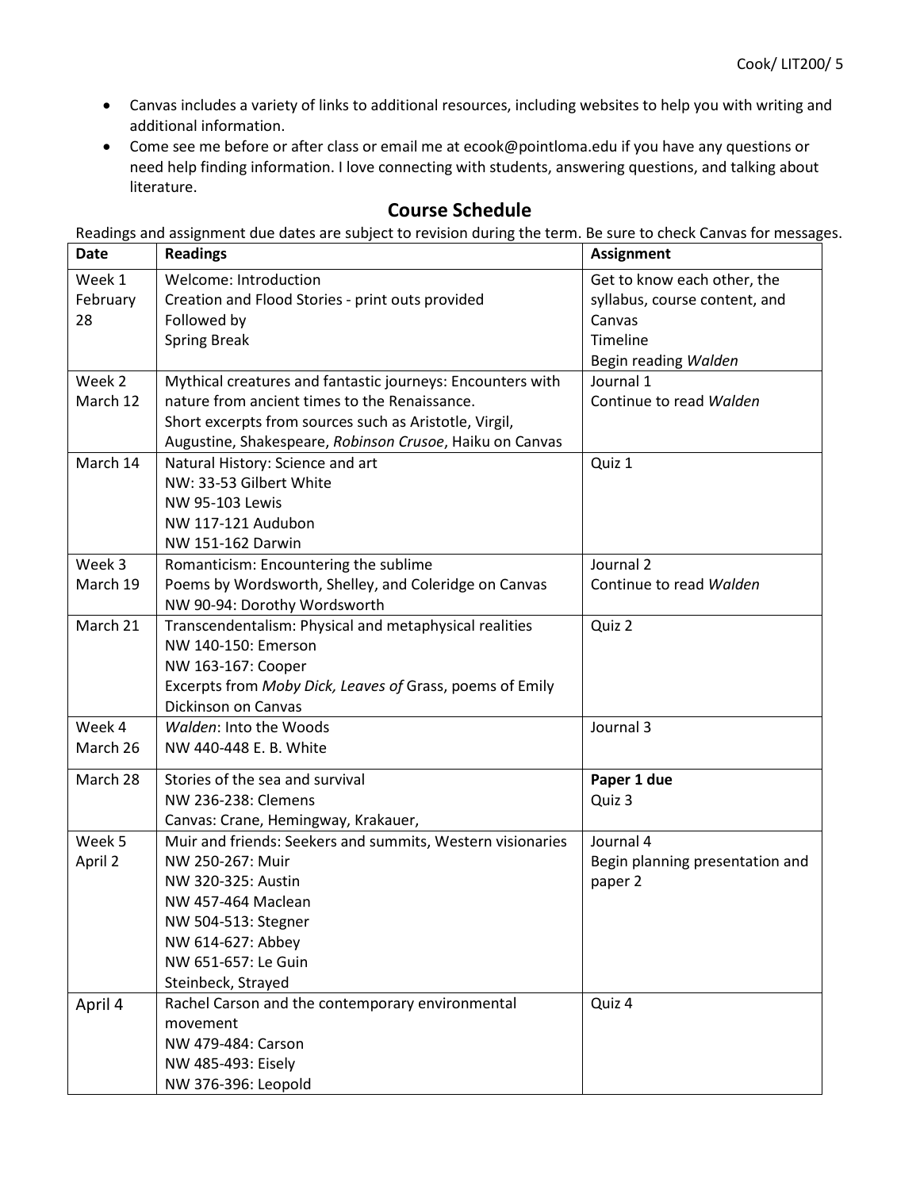- Canvas includes a variety of links to additional resources, including websites to help you with writing and additional information.
- Come see me before or after class or email me at ecook@pointloma.edu if you have any questions or need help finding information. I love connecting with students, answering questions, and talking about literature.

## Course Schedule

Readings and assignment due dates are subject to revision during the term. Be sure to check Canvas for messages.

| Date | Readings | Assignment |
|---|---|---|
| Week 1 February 28 | Welcome: Introduction<br>Creation and Flood Stories - print outs provided<br>Followed by<br>Spring Break | Get to know each other, the syllabus, course content, and Canvas<br>Timeline<br>Begin reading *Walden* |
| Week 2 March 12 | Mythical creatures and fantastic journeys: Encounters with nature from ancient times to the Renaissance.<br>Short excerpts from sources such as Aristotle, Virgil, Augustine, Shakespeare, *Robinson Crusoe*, Haiku on Canvas | Journal 1<br>Continue to read *Walden* |
| March 14 | Natural History: Science and art<br>NW: 33-53 Gilbert White<br>NW 95-103 Lewis<br>NW 117-121 Audubon<br>NW 151-162 Darwin | Quiz 1 |
| Week 3 March 19 | Romanticism: Encountering the sublime<br>Poems by Wordsworth, Shelley, and Coleridge on Canvas<br>NW 90-94: Dorothy Wordsworth | Journal 2<br>Continue to read *Walden* |
| March 21 | Transcendentalism: Physical and metaphysical realities<br>NW 140-150: Emerson<br>NW 163-167: Cooper<br>Excerpts from *Moby Dick, Leaves of* Grass, poems of Emily Dickinson on Canvas | Quiz 2 |
| Week 4 March 26 | *Walden*: Into the Woods<br>NW 440-448 E. B. White | Journal 3 |
| March 28 | Stories of the sea and survival<br>NW 236-238: Clemens<br>Canvas: Crane, Hemingway, Krakauer, | **Paper 1 due**<br>Quiz 3 |
| Week 5 April 2 | Muir and friends: Seekers and summits, Western visionaries<br>NW 250-267: Muir<br>NW 320-325: Austin<br>NW 457-464 Maclean<br>NW 504-513: Stegner<br>NW 614-627: Abbey<br>NW 651-657: Le Guin<br>Steinbeck, Strayed | Journal 4<br>Begin planning presentation and paper 2 |
| April 4 | Rachel Carson and the contemporary environmental movement<br>NW 479-484: Carson<br>NW 485-493: Eisely<br>NW 376-396: Leopold | Quiz 4 |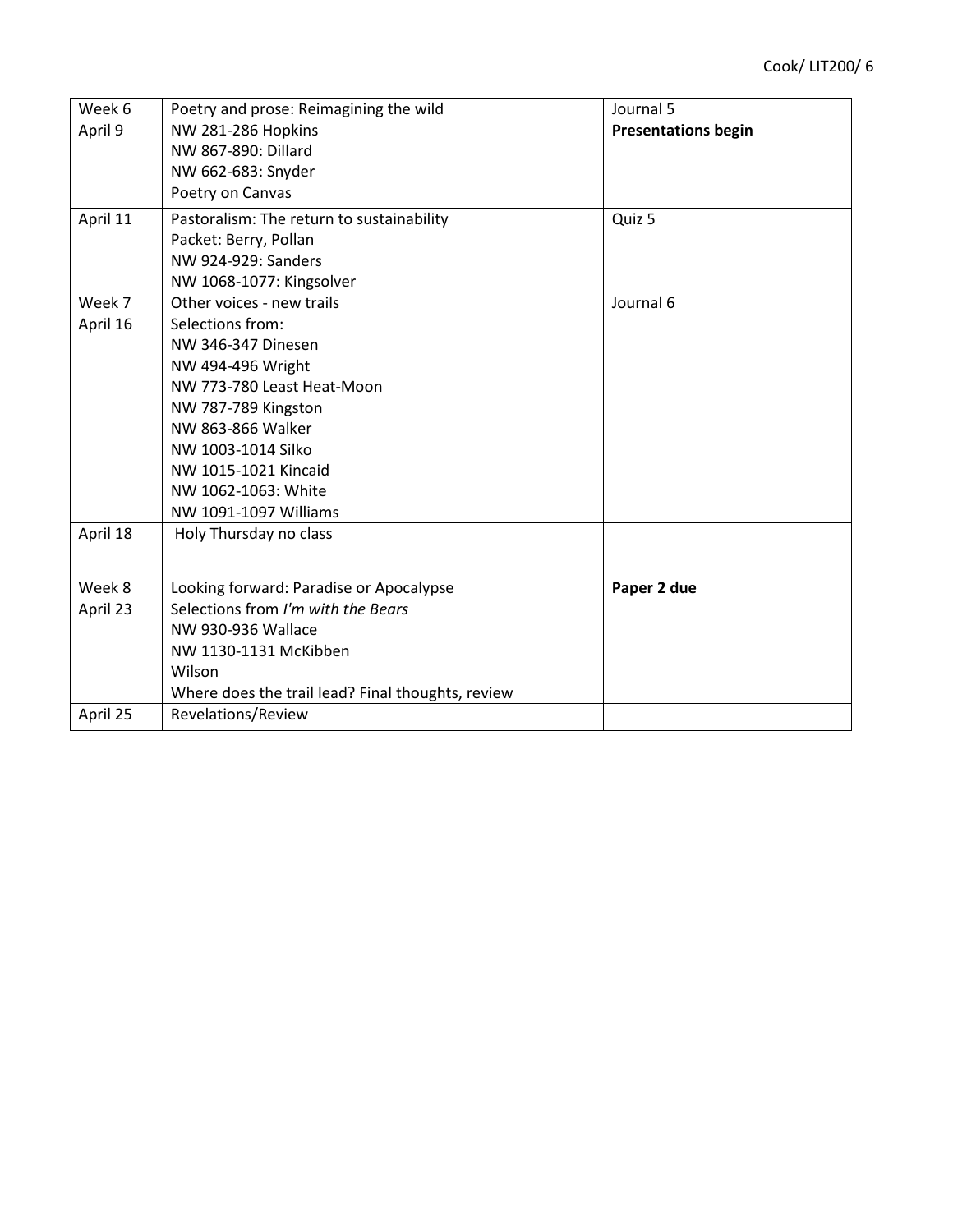| | | |
|---|---|---|
| Week 6<br>April 9 | Poetry and prose: Reimagining the wild<br>NW 281-286 Hopkins<br>NW 867-890: Dillard<br>NW 662-683: Snyder<br>Poetry on Canvas | Journal 5<br>**Presentations begin** |
| April 11 | Pastoralism: The return to sustainability<br>Packet: Berry, Pollan<br>NW 924-929: Sanders<br>NW 1068-1077: Kingsolver | Quiz 5 |
| Week 7<br>April 16 | Other voices - new trails<br>Selections from:<br>NW 346-347 Dinesen<br>NW 494-496 Wright<br>NW 773-780 Least Heat-Moon<br>NW 787-789 Kingston<br>NW 863-866 Walker<br>NW 1003-1014 Silko<br>NW 1015-1021 Kincaid<br>NW 1062-1063: White<br>NW 1091-1097 Williams | Journal 6 |
| April 18 | Holy Thursday no class | |
| Week 8<br>April 23 | Looking forward: Paradise or Apocalypse<br>Selections from *I'm with the Bears*<br>NW 930-936 Wallace<br>NW 1130-1131 McKibben<br>Wilson<br>Where does the trail lead? Final thoughts, review | **Paper 2 due** |
| April 25 | Revelations/Review | |